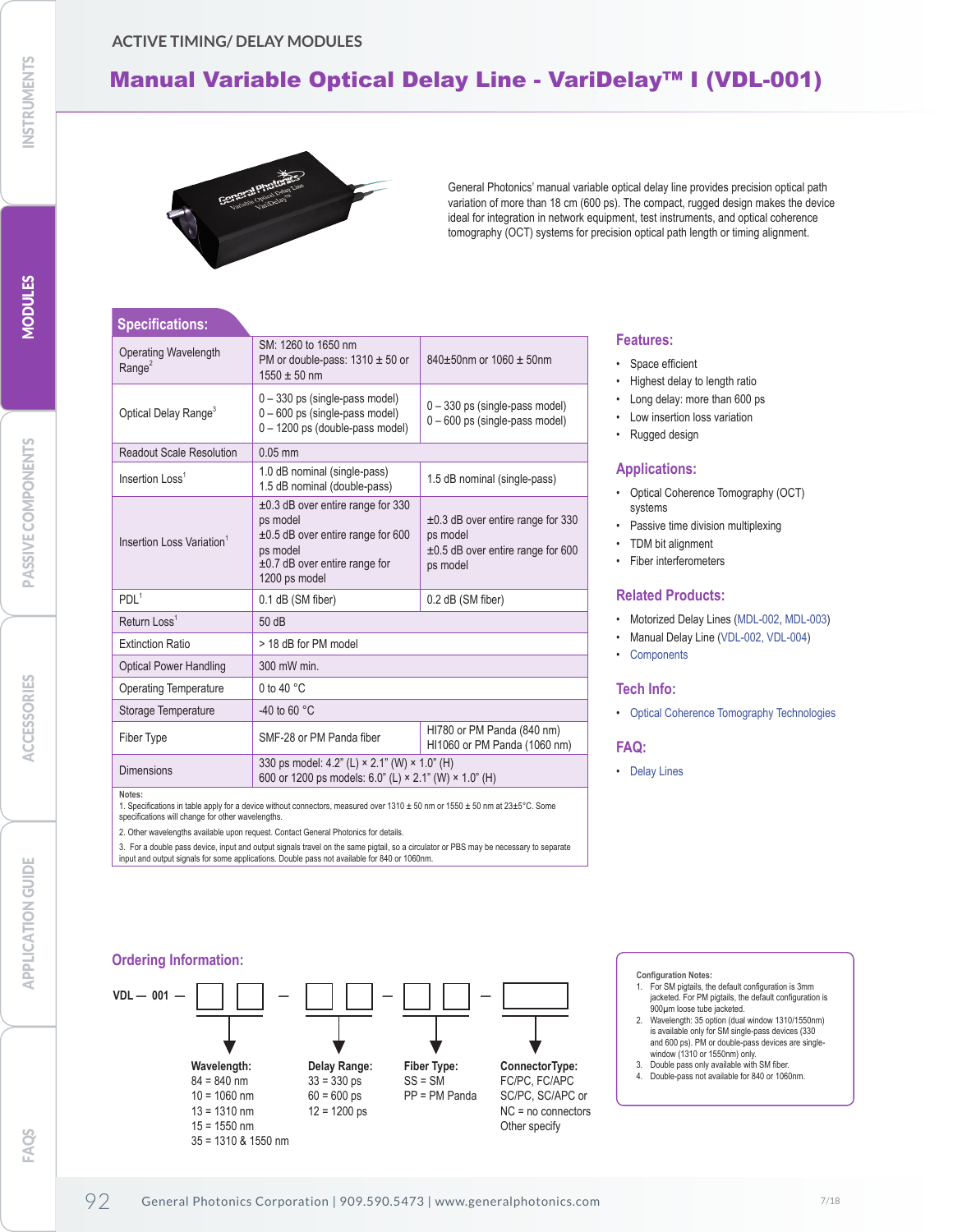ACTIVE TIMING/ DELAY MODULES

# Manual Variable Optical Delay Line - VariDelay™ I (VDL-001)

General Photonics' manual variable optical delay line provides precision optical path variation of more than 18 cm (600 ps). The compact, rugged design makes the device ideal for integration in network equipment, test instruments, and optical coherence tomography (OCT) systems for precision optical path length or timing alignment.

## Specifications:

| Parameter | | |
|---|---|---|
| Operating Wavelength Range[2] | SM: 1260 to 1650 nm<br>PM or double-pass: 1310 ± 50 or 1550 ± 50 nm | 840±50nm or 1060 ± 50nm |
| Optical Delay Range[3] | 0 – 330 ps (single-pass model)<br>0 – 600 ps (single-pass model)<br>0 – 1200 ps (double-pass model) | 0 – 330 ps (single-pass model)<br>0 – 600 ps (single-pass model) |
| Readout Scale Resolution | 0.05 mm | |
| Insertion Loss[1] | 1.0 dB nominal (single-pass)<br>1.5 dB nominal (double-pass) | 1.5 dB nominal (single-pass) |
| Insertion Loss Variation[1] | ±0.3 dB over entire range for 330 ps model<br>±0.5 dB over entire range for 600 ps model<br>±0.7 dB over entire range for 1200 ps model | ±0.3 dB over entire range for 330 ps model<br>±0.5 dB over entire range for 600 ps model |
| PDL[1] | 0.1 dB (SM fiber) | 0.2 dB (SM fiber) |
| Return Loss[1] | 50 dB | |
| Extinction Ratio | > 18 dB for PM model | |
| Optical Power Handling | 300 mW min. | |
| Operating Temperature | 0 to 40 °C | |
| Storage Temperature | -40 to 60 °C | |
| Fiber Type | SMF-28 or PM Panda fiber | HI780 or PM Panda (840 nm)<br>HI1060 or PM Panda (1060 nm) |
| Dimensions | 330 ps model: 4.2" (L) × 2.1" (W) × 1.0" (H)<br>600 or 1200 ps models: 6.0" (L) × 2.1" (W) × 1.0" (H) | |

Notes:

1. Specifications in table apply for a device without connectors, measured over 1310 ± 50 nm or 1550 ± 50 nm at 23±5°C. Some specifications will change for other wavelengths.
2. Other wavelengths available upon request. Contact General Photonics for details.
3. For a double pass device, input and output signals travel on the same pigtail, so a circulator or PBS may be necessary to separate input and output signals for some applications. Double pass not available for 840 or 1060nm.

## Features:

- Space efficient
- Highest delay to length ratio
- Long delay: more than 600 ps
- Low insertion loss variation
- Rugged design

## Applications:

- Optical Coherence Tomography (OCT) systems
- Passive time division multiplexing
- TDM bit alignment
- Fiber interferometers

## Related Products:

- Motorized Delay Lines (MDL-002, MDL-003)
- Manual Delay Line (VDL-002, VDL-004)
- Components

## Tech Info:

- Optical Coherence Tomography Technologies

## FAQ:

- Delay Lines

## Ordering Information:

VDL — 001 — □□ — □□ — □□ — □

**Wavelength:**
84 = 840 nm
10 = 1060 nm
13 = 1310 nm
15 = 1550 nm
35 = 1310 & 1550 nm

**Delay Range:**
33 = 330 ps
60 = 600 ps
12 = 1200 ps

**Fiber Type:**
SS = SM
PP = PM Panda

**ConnectorType:**
FC/PC, FC/APC
SC/PC, SC/APC or
NC = no connectors
Other specify

**Configuration Notes:**

1. For SM pigtails, the default configuration is 3mm jacketed. For PM pigtails, the default configuration is 900μm loose tube jacketed.
2. Wavelength: 35 option (dual window 1310/1550nm) is available only for SM single-pass devices (330 and 600 ps). PM or double-pass devices are single-window (1310 or 1550nm) only.
3. Double pass only available with SM fiber.
4. Double-pass not available for 840 or 1060nm.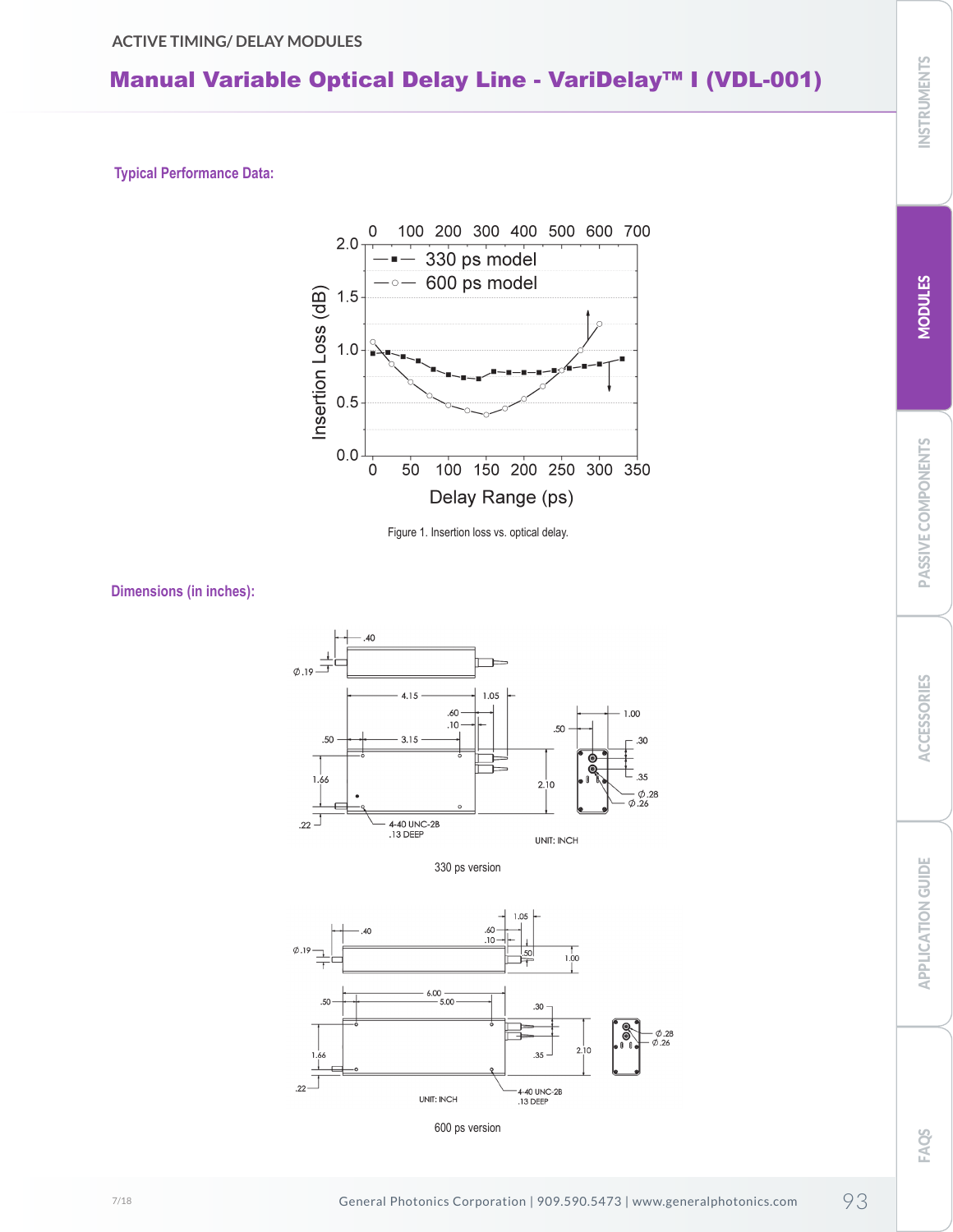ACTIVE TIMING/ DELAY MODULES

# Manual Variable Optical Delay Line - VariDelay™ I (VDL-001)

## Typical Performance Data:

0 100 200 300 400 500 600 700

2.0

1.5

1.0

0.5

0.0

330 ps model

600 ps model

Insertion Loss (dB)

0 50 100 150 200 250 300 350

Delay Range (ps)

Figure 1. Insertion loss vs. optical delay.

## Dimensions (in inches):

.40

Ø.19

4.15

1.05

.60

.10

.50

3.15

1.00

.50

.30

1.66

2.10

.35

Ø.28

Ø.26

.22

4-40 UNC-2B
.13 DEEP

UNIT: INCH

330 ps version

1.05

.40

.60

.10

Ø.19

.50

1.00

6.00

.50

5.00

.30

1.66

2.10

Ø.28

Ø.26

.35

.22

UNIT: INCH

4-40 UNC-2B
.13 DEEP

600 ps version